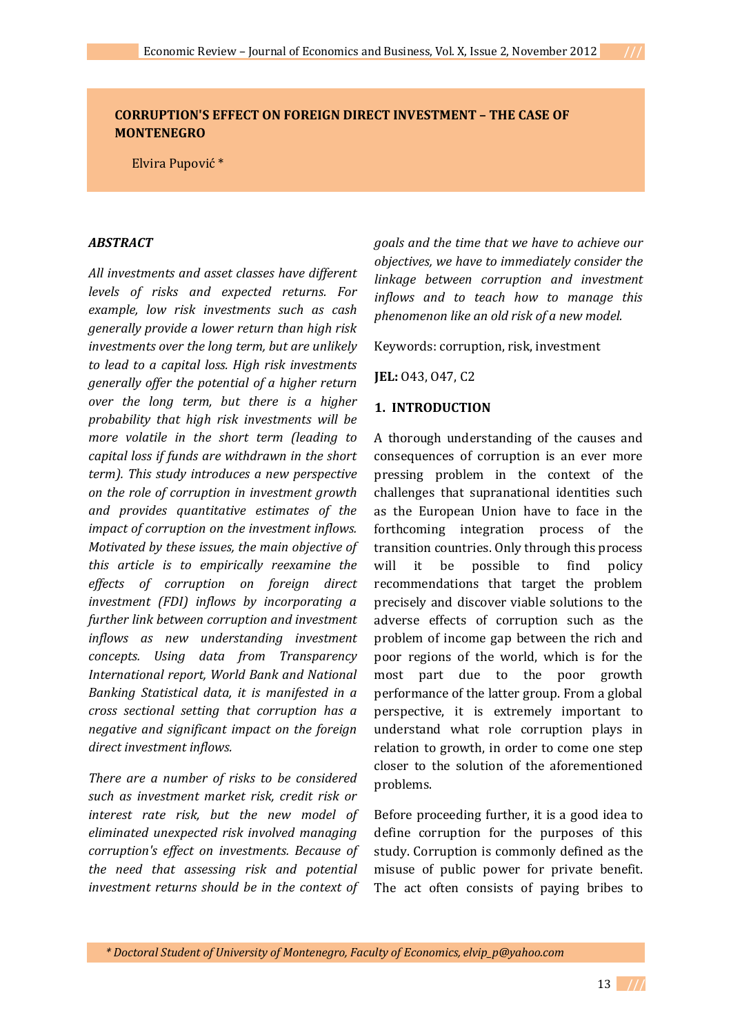# CORRUPTION'S EFFECT ON FOREIGN DIRECT INVESTMENT – THE CASE OF MONTENEGRO

Elvira Pupović *

## *ABSTRACT*

*All investments and asset classes have different levels of risks and expected returns. For example, low risk investments such as cash generally provide a lower return than high risk investments over the long term, but are unlikely to lead to a capital loss. High risk investments generally offer the potential of a higher return over the long term, but there is a higher probability that high risk investments will be more volatile in the short term (leading to capital loss if funds are withdrawn in the short term). This study introduces a new perspective on the role of corruption in investment growth and provides quantitative estimates of the impact of corruption on the investment inflows. Motivated by these issues, the main objective of this article is to empirically reexamine the effects of corruption on foreign direct investment (FDI) inflows by incorporating a further link between corruption and investment inflows as new understanding investment concepts. Using data from Transparency International report, World Bank and National Banking Statistical data, it is manifested in a cross sectional setting that corruption has a negative and significant impact on the foreign direct investment inflows.*

*There are a number of risks to be considered such as investment market risk, credit risk or interest rate risk, but the new model of eliminated unexpected risk involved managing corruption's effect on investments. Because of the need that assessing risk and potential investment returns should be in the context of goals and the time that we have to achieve our objectives, we have to immediately consider the linkage between corruption and investment inflows and to teach how to manage this phenomenon like an old risk of a new model.*

Keywords: corruption, risk, investment

**JEL:** O43, O47, C2

## 1. INTRODUCTION

A thorough understanding of the causes and consequences of corruption is an ever more pressing problem in the context of the challenges that supranational identities such as the European Union have to face in the forthcoming integration process of the transition countries. Only through this process will it be possible to find policy recommendations that target the problem precisely and discover viable solutions to the adverse effects of corruption such as the problem of income gap between the rich and poor regions of the world, which is for the most part due to the poor growth performance of the latter group. From a global perspective, it is extremely important to understand what role corruption plays in relation to growth, in order to come one step closer to the solution of the aforementioned problems.

Before proceeding further, it is a good idea to define corruption for the purposes of this study. Corruption is commonly defined as the misuse of public power for private benefit. The act often consists of paying bribes to

*\* Doctoral Student of University of Montenegro, Faculty of Economics, elvip_p@yahoo.com*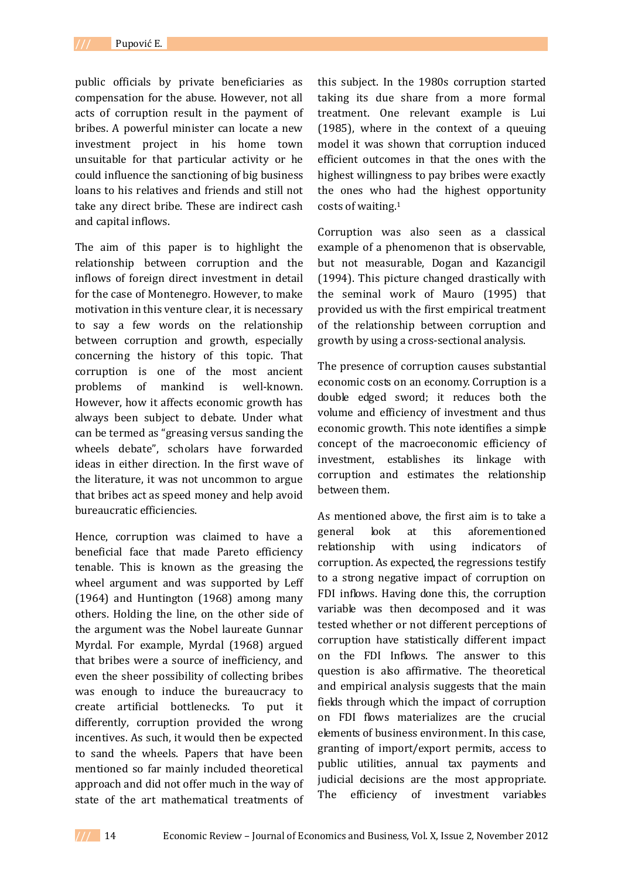public officials by private beneficiaries as compensation for the abuse. However, not all acts of corruption result in the payment of bribes. A powerful minister can locate a new investment project in his home town unsuitable for that particular activity or he could influence the sanctioning of big business loans to his relatives and friends and still not take any direct bribe. These are indirect cash and capital inflows.

The aim of this paper is to highlight the relationship between corruption and the inflows of foreign direct investment in detail for the case of Montenegro. However, to make motivation in this venture clear, it is necessary to say a few words on the relationship between corruption and growth, especially concerning the history of this topic. That corruption is one of the most ancient problems of mankind is well-known. However, how it affects economic growth has always been subject to debate. Under what can be termed as "greasing versus sanding the wheels debate", scholars have forwarded ideas in either direction. In the first wave of the literature, it was not uncommon to argue that bribes act as speed money and help avoid bureaucratic efficiencies.

Hence, corruption was claimed to have a beneficial face that made Pareto efficiency tenable. This is known as the greasing the wheel argument and was supported by Leff (1964) and Huntington (1968) among many others. Holding the line, on the other side of the argument was the Nobel laureate Gunnar Myrdal. For example, Myrdal (1968) argued that bribes were a source of inefficiency, and even the sheer possibility of collecting bribes was enough to induce the bureaucracy to create artificial bottlenecks. To put it differently, corruption provided the wrong incentives. As such, it would then be expected to sand the wheels. Papers that have been mentioned so far mainly included theoretical approach and did not offer much in the way of state of the art mathematical treatments of this subject. In the 1980s corruption started taking its due share from a more formal treatment. One relevant example is Lui (1985), where in the context of a queuing model it was shown that corruption induced efficient outcomes in that the ones with the highest willingness to pay bribes were exactly the ones who had the highest opportunity costs of waiting.[1]

Corruption was also seen as a classical example of a phenomenon that is observable, but not measurable, Dogan and Kazancigil (1994). This picture changed drastically with the seminal work of Mauro (1995) that provided us with the first empirical treatment of the relationship between corruption and growth by using a cross-sectional analysis.

The presence of corruption causes substantial economic costs on an economy. Corruption is a double edged sword; it reduces both the volume and efficiency of investment and thus economic growth. This note identifies a simple concept of the macroeconomic efficiency of investment, establishes its linkage with corruption and estimates the relationship between them.

As mentioned above, the first aim is to take a general look at this aforementioned relationship with using indicators of corruption. As expected, the regressions testify to a strong negative impact of corruption on FDI inflows. Having done this, the corruption variable was then decomposed and it was tested whether or not different perceptions of corruption have statistically different impact on the FDI Inflows. The answer to this question is also affirmative. The theoretical and empirical analysis suggests that the main fields through which the impact of corruption on FDI flows materializes are the crucial elements of business environment. In this case, granting of import/export permits, access to public utilities, annual tax payments and judicial decisions are the most appropriate. The efficiency of investment variables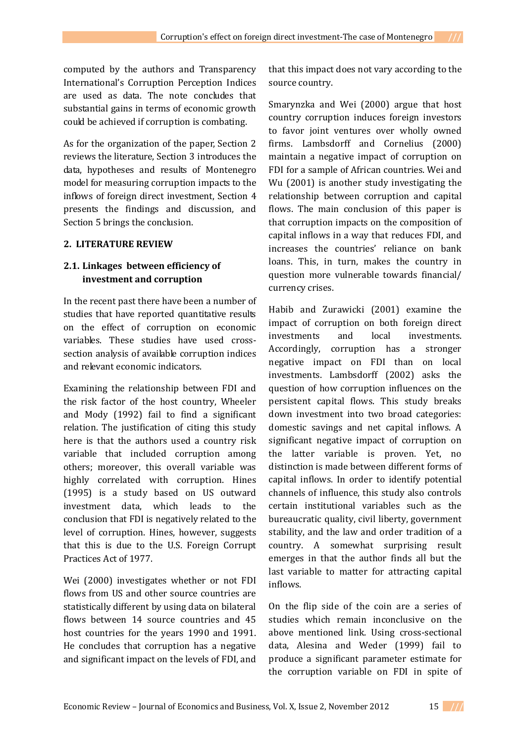computed by the authors and Transparency International's Corruption Perception Indices are used as data. The note concludes that substantial gains in terms of economic growth could be achieved if corruption is combating.

As for the organization of the paper, Section 2 reviews the literature, Section 3 introduces the data, hypotheses and results of Montenegro model for measuring corruption impacts to the inflows of foreign direct investment, Section 4 presents the findings and discussion, and Section 5 brings the conclusion.

## 2. LITERATURE REVIEW

### 2.1. Linkages between efficiency of investment and corruption

In the recent past there have been a number of studies that have reported quantitative results on the effect of corruption on economic variables. These studies have used cross-section analysis of available corruption indices and relevant economic indicators.

Examining the relationship between FDI and the risk factor of the host country, Wheeler and Mody (1992) fail to find a significant relation. The justification of citing this study here is that the authors used a country risk variable that included corruption among others; moreover, this overall variable was highly correlated with corruption. Hines (1995) is a study based on US outward investment data, which leads to the conclusion that FDI is negatively related to the level of corruption. Hines, however, suggests that this is due to the U.S. Foreign Corrupt Practices Act of 1977.

Wei (2000) investigates whether or not FDI flows from US and other source countries are statistically different by using data on bilateral flows between 14 source countries and 45 host countries for the years 1990 and 1991. He concludes that corruption has a negative and significant impact on the levels of FDI, and that this impact does not vary according to the source country.

Smarynzka and Wei (2000) argue that host country corruption induces foreign investors to favor joint ventures over wholly owned firms. Lambsdorff and Cornelius (2000) maintain a negative impact of corruption on FDI for a sample of African countries. Wei and Wu (2001) is another study investigating the relationship between corruption and capital flows. The main conclusion of this paper is that corruption impacts on the composition of capital inflows in a way that reduces FDI, and increases the countries' reliance on bank loans. This, in turn, makes the country in question more vulnerable towards financial/ currency crises.

Habib and Zurawicki (2001) examine the impact of corruption on both foreign direct investments and local investments. Accordingly, corruption has a stronger negative impact on FDI than on local investments. Lambsdorff (2002) asks the question of how corruption influences on the persistent capital flows. This study breaks down investment into two broad categories: domestic savings and net capital inflows. A significant negative impact of corruption on the latter variable is proven. Yet, no distinction is made between different forms of capital inflows. In order to identify potential channels of influence, this study also controls certain institutional variables such as the bureaucratic quality, civil liberty, government stability, and the law and order tradition of a country. A somewhat surprising result emerges in that the author finds all but the last variable to matter for attracting capital inflows.

On the flip side of the coin are a series of studies which remain inconclusive on the above mentioned link. Using cross-sectional data, Alesina and Weder (1999) fail to produce a significant parameter estimate for the corruption variable on FDI in spite of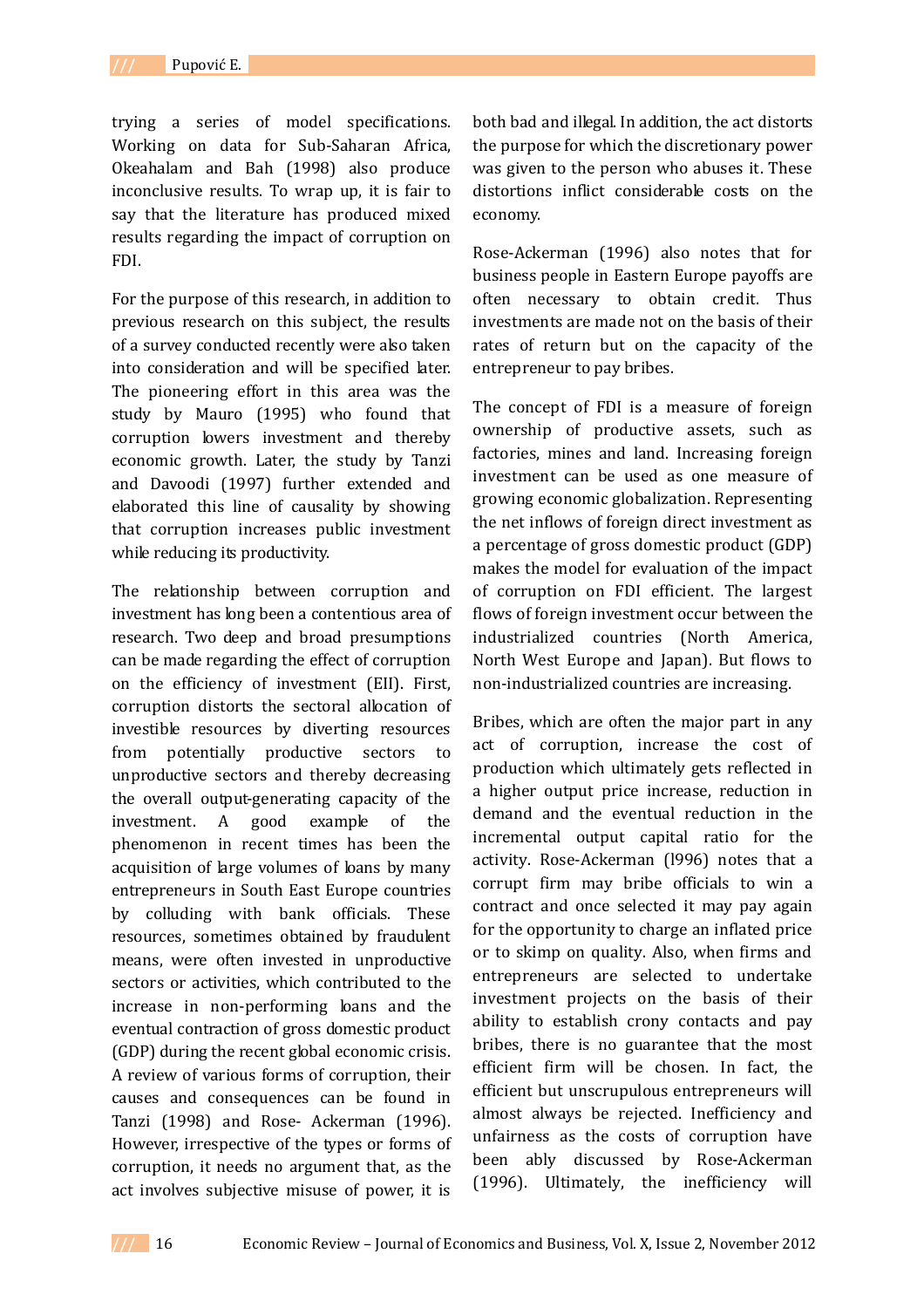trying a series of model specifications. Working on data for Sub-Saharan Africa, Okeahalam and Bah (1998) also produce inconclusive results. To wrap up, it is fair to say that the literature has produced mixed results regarding the impact of corruption on FDI.

For the purpose of this research, in addition to previous research on this subject, the results of a survey conducted recently were also taken into consideration and will be specified later. The pioneering effort in this area was the study by Mauro (1995) who found that corruption lowers investment and thereby economic growth. Later, the study by Tanzi and Davoodi (1997) further extended and elaborated this line of causality by showing that corruption increases public investment while reducing its productivity.

The relationship between corruption and investment has long been a contentious area of research. Two deep and broad presumptions can be made regarding the effect of corruption on the efficiency of investment (EII). First, corruption distorts the sectoral allocation of investible resources by diverting resources from potentially productive sectors to unproductive sectors and thereby decreasing the overall output-generating capacity of the investment. A good example of the phenomenon in recent times has been the acquisition of large volumes of loans by many entrepreneurs in South East Europe countries by colluding with bank officials. These resources, sometimes obtained by fraudulent means, were often invested in unproductive sectors or activities, which contributed to the increase in non-performing loans and the eventual contraction of gross domestic product (GDP) during the recent global economic crisis. A review of various forms of corruption, their causes and consequences can be found in Tanzi (1998) and Rose- Ackerman (1996). However, irrespective of the types or forms of corruption, it needs no argument that, as the act involves subjective misuse of power, it is both bad and illegal. In addition, the act distorts the purpose for which the discretionary power was given to the person who abuses it. These distortions inflict considerable costs on the economy.

Rose-Ackerman (1996) also notes that for business people in Eastern Europe payoffs are often necessary to obtain credit. Thus investments are made not on the basis of their rates of return but on the capacity of the entrepreneur to pay bribes.

The concept of FDI is a measure of foreign ownership of productive assets, such as factories, mines and land. Increasing foreign investment can be used as one measure of growing economic globalization. Representing the net inflows of foreign direct investment as a percentage of gross domestic product (GDP) makes the model for evaluation of the impact of corruption on FDI efficient. The largest flows of foreign investment occur between the industrialized countries (North America, North West Europe and Japan). But flows to non-industrialized countries are increasing.

Bribes, which are often the major part in any act of corruption, increase the cost of production which ultimately gets reflected in a higher output price increase, reduction in demand and the eventual reduction in the incremental output capital ratio for the activity. Rose-Ackerman (l996) notes that a corrupt firm may bribe officials to win a contract and once selected it may pay again for the opportunity to charge an inflated price or to skimp on quality. Also, when firms and entrepreneurs are selected to undertake investment projects on the basis of their ability to establish crony contacts and pay bribes, there is no guarantee that the most efficient firm will be chosen. In fact, the efficient but unscrupulous entrepreneurs will almost always be rejected. Inefficiency and unfairness as the costs of corruption have been ably discussed by Rose-Ackerman (1996). Ultimately, the inefficiency will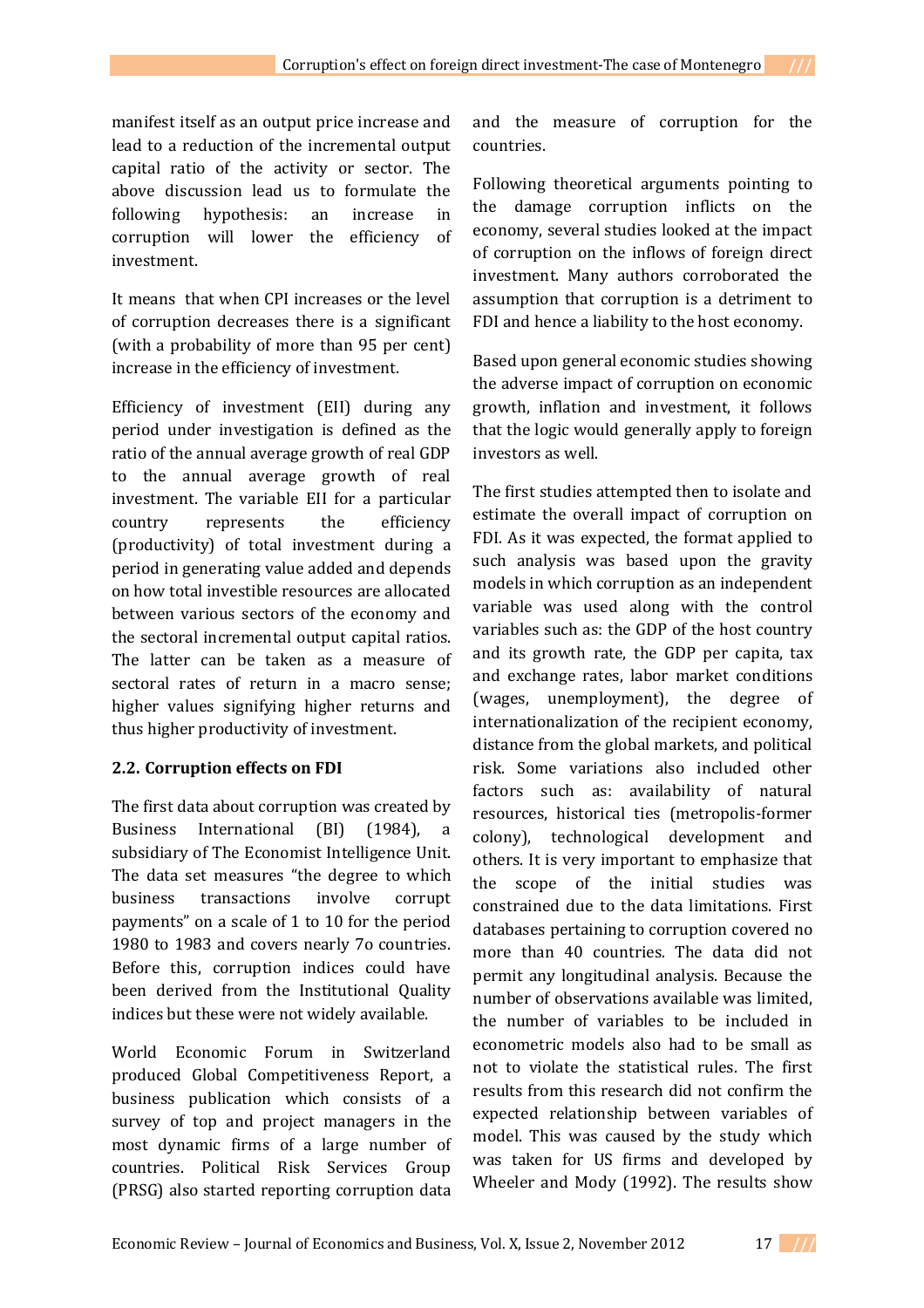manifest itself as an output price increase and lead to a reduction of the incremental output capital ratio of the activity or sector. The above discussion lead us to formulate the following hypothesis: an increase in corruption will lower the efficiency of investment.

It means that when CPI increases or the level of corruption decreases there is a significant (with a probability of more than 95 per cent) increase in the efficiency of investment.

Efficiency of investment (EII) during any period under investigation is defined as the ratio of the annual average growth of real GDP to the annual average growth of real investment. The variable EII for a particular country represents the efficiency (productivity) of total investment during a period in generating value added and depends on how total investible resources are allocated between various sectors of the economy and the sectoral incremental output capital ratios. The latter can be taken as a measure of sectoral rates of return in a macro sense; higher values signifying higher returns and thus higher productivity of investment.

### 2.2. Corruption effects on FDI

The first data about corruption was created by Business International (BI) (1984), a subsidiary of The Economist Intelligence Unit. The data set measures "the degree to which business transactions involve corrupt payments" on a scale of 1 to 10 for the period 1980 to 1983 and covers nearly 7o countries. Before this, corruption indices could have been derived from the Institutional Quality indices but these were not widely available.

World Economic Forum in Switzerland produced Global Competitiveness Report, a business publication which consists of a survey of top and project managers in the most dynamic firms of a large number of countries. Political Risk Services Group (PRSG) also started reporting corruption data and the measure of corruption for the countries.

Following theoretical arguments pointing to the damage corruption inflicts on the economy, several studies looked at the impact of corruption on the inflows of foreign direct investment. Many authors corroborated the assumption that corruption is a detriment to FDI and hence a liability to the host economy.

Based upon general economic studies showing the adverse impact of corruption on economic growth, inflation and investment, it follows that the logic would generally apply to foreign investors as well.

The first studies attempted then to isolate and estimate the overall impact of corruption on FDI. As it was expected, the format applied to such analysis was based upon the gravity models in which corruption as an independent variable was used along with the control variables such as: the GDP of the host country and its growth rate, the GDP per capita, tax and exchange rates, labor market conditions (wages, unemployment), the degree of internationalization of the recipient economy, distance from the global markets, and political risk. Some variations also included other factors such as: availability of natural resources, historical ties (metropolis-former colony), technological development and others. It is very important to emphasize that the scope of the initial studies was constrained due to the data limitations. First databases pertaining to corruption covered no more than 40 countries. The data did not permit any longitudinal analysis. Because the number of observations available was limited, the number of variables to be included in econometric models also had to be small as not to violate the statistical rules. The first results from this research did not confirm the expected relationship between variables of model. This was caused by the study which was taken for US firms and developed by Wheeler and Mody (1992). The results show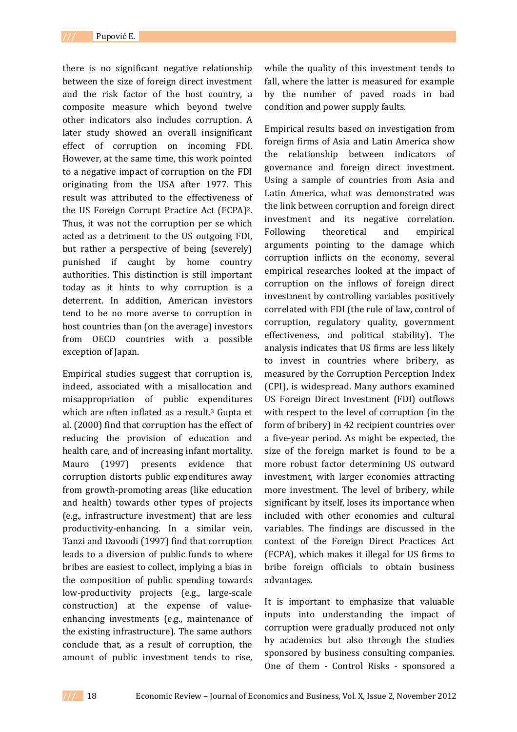there is no significant negative relationship between the size of foreign direct investment and the risk factor of the host country, a composite measure which beyond twelve other indicators also includes corruption. A later study showed an overall insignificant effect of corruption on incoming FDI. However, at the same time, this work pointed to a negative impact of corruption on the FDI originating from the USA after 1977. This result was attributed to the effectiveness of the US Foreign Corrupt Practice Act (FCPA)[2]. Thus, it was not the corruption per se which acted as a detriment to the US outgoing FDI, but rather a perspective of being (severely) punished if caught by home country authorities. This distinction is still important today as it hints to why corruption is a deterrent. In addition, American investors tend to be no more averse to corruption in host countries than (on the average) investors from OECD countries with a possible exception of Japan.

Empirical studies suggest that corruption is, indeed, associated with a misallocation and misappropriation of public expenditures which are often inflated as a result.[3] Gupta et al. (2000) find that corruption has the effect of reducing the provision of education and health care, and of increasing infant mortality. Mauro (1997) presents evidence that corruption distorts public expenditures away from growth-promoting areas (like education and health) towards other types of projects (e.g., infrastructure investment) that are less productivity-enhancing. In a similar vein, Tanzi and Davoodi (1997) find that corruption leads to a diversion of public funds to where bribes are easiest to collect, implying a bias in the composition of public spending towards low-productivity projects (e.g., large-scale construction) at the expense of value-enhancing investments (e.g., maintenance of the existing infrastructure). The same authors conclude that, as a result of corruption, the amount of public investment tends to rise, while the quality of this investment tends to fall, where the latter is measured for example by the number of paved roads in bad condition and power supply faults.

Empirical results based on investigation from foreign firms of Asia and Latin America show the relationship between indicators of governance and foreign direct investment. Using a sample of countries from Asia and Latin America, what was demonstrated was the link between corruption and foreign direct investment and its negative correlation. Following theoretical and empirical arguments pointing to the damage which corruption inflicts on the economy, several empirical researches looked at the impact of corruption on the inflows of foreign direct investment by controlling variables positively correlated with FDI (the rule of law, control of corruption, regulatory quality, government effectiveness, and political stability). The analysis indicates that US firms are less likely to invest in countries where bribery, as measured by the Corruption Perception Index (CPI), is widespread. Many authors examined US Foreign Direct Investment (FDI) outflows with respect to the level of corruption (in the form of bribery) in 42 recipient countries over a five-year period. As might be expected, the size of the foreign market is found to be a more robust factor determining US outward investment, with larger economies attracting more investment. The level of bribery, while significant by itself, loses its importance when included with other economies and cultural variables. The findings are discussed in the context of the Foreign Direct Practices Act (FCPA), which makes it illegal for US firms to bribe foreign officials to obtain business advantages.

It is important to emphasize that valuable inputs into understanding the impact of corruption were gradually produced not only by academics but also through the studies sponsored by business consulting companies. One of them - Control Risks - sponsored a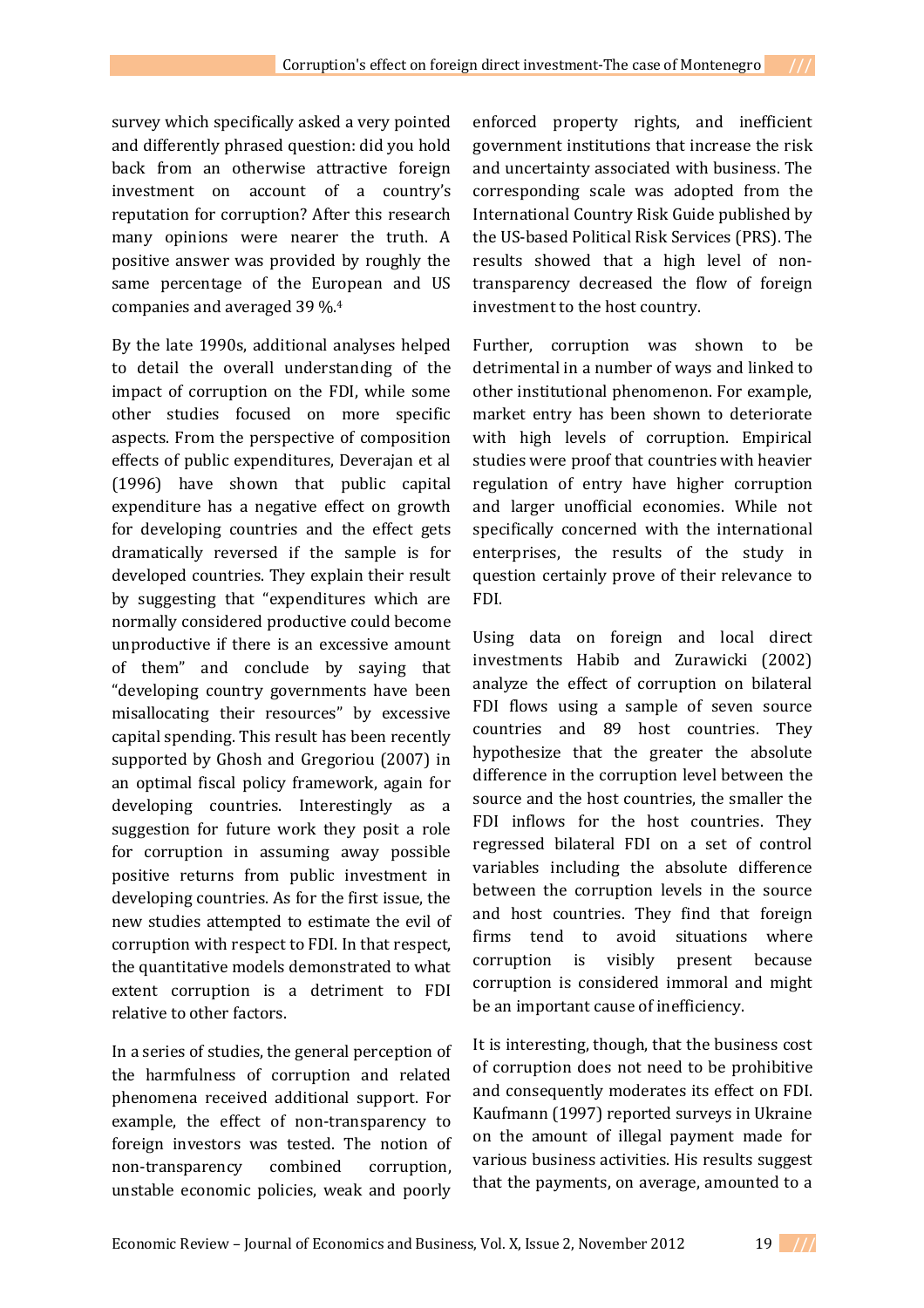survey which specifically asked a very pointed and differently phrased question: did you hold back from an otherwise attractive foreign investment on account of a country's reputation for corruption? After this research many opinions were nearer the truth. A positive answer was provided by roughly the same percentage of the European and US companies and averaged 39 %.[4]

By the late 1990s, additional analyses helped to detail the overall understanding of the impact of corruption on the FDI, while some other studies focused on more specific aspects. From the perspective of composition effects of public expenditures, Deverajan et al (1996) have shown that public capital expenditure has a negative effect on growth for developing countries and the effect gets dramatically reversed if the sample is for developed countries. They explain their result by suggesting that "expenditures which are normally considered productive could become unproductive if there is an excessive amount of them" and conclude by saying that "developing country governments have been misallocating their resources" by excessive capital spending. This result has been recently supported by Ghosh and Gregoriou (2007) in an optimal fiscal policy framework, again for developing countries. Interestingly as a suggestion for future work they posit a role for corruption in assuming away possible positive returns from public investment in developing countries. As for the first issue, the new studies attempted to estimate the evil of corruption with respect to FDI. In that respect, the quantitative models demonstrated to what extent corruption is a detriment to FDI relative to other factors.

In a series of studies, the general perception of the harmfulness of corruption and related phenomena received additional support. For example, the effect of non-transparency to foreign investors was tested. The notion of non-transparency combined corruption, unstable economic policies, weak and poorly enforced property rights, and inefficient government institutions that increase the risk and uncertainty associated with business. The corresponding scale was adopted from the International Country Risk Guide published by the US-based Political Risk Services (PRS). The results showed that a high level of non-transparency decreased the flow of foreign investment to the host country.

Further, corruption was shown to be detrimental in a number of ways and linked to other institutional phenomenon. For example, market entry has been shown to deteriorate with high levels of corruption. Empirical studies were proof that countries with heavier regulation of entry have higher corruption and larger unofficial economies. While not specifically concerned with the international enterprises, the results of the study in question certainly prove of their relevance to FDI.

Using data on foreign and local direct investments Habib and Zurawicki (2002) analyze the effect of corruption on bilateral FDI flows using a sample of seven source countries and 89 host countries. They hypothesize that the greater the absolute difference in the corruption level between the source and the host countries, the smaller the FDI inflows for the host countries. They regressed bilateral FDI on a set of control variables including the absolute difference between the corruption levels in the source and host countries. They find that foreign firms tend to avoid situations where corruption is visibly present because corruption is considered immoral and might be an important cause of inefficiency.

It is interesting, though, that the business cost of corruption does not need to be prohibitive and consequently moderates its effect on FDI. Kaufmann (1997) reported surveys in Ukraine on the amount of illegal payment made for various business activities. His results suggest that the payments, on average, amounted to a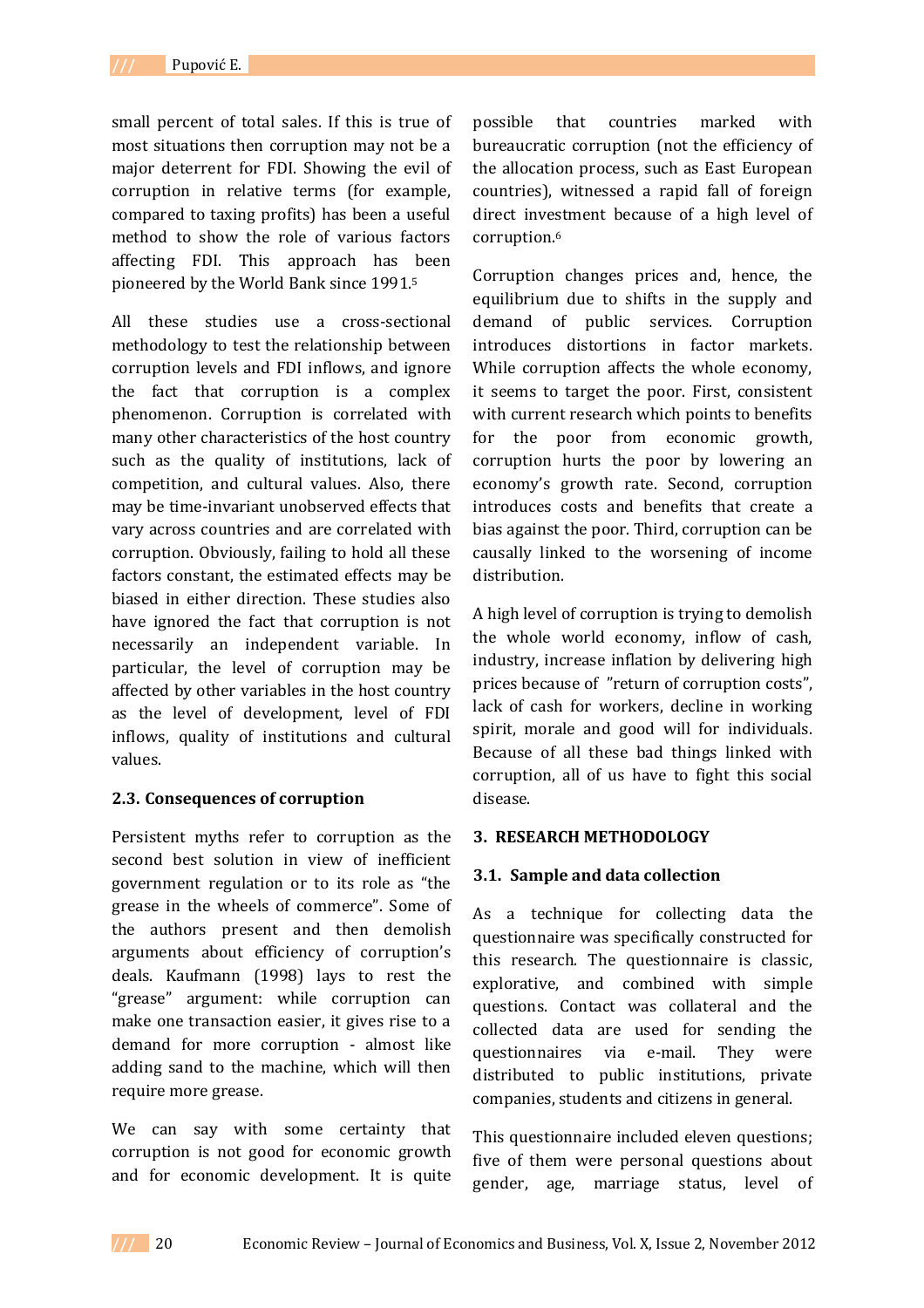small percent of total sales. If this is true of most situations then corruption may not be a major deterrent for FDI. Showing the evil of corruption in relative terms (for example, compared to taxing profits) has been a useful method to show the role of various factors affecting FDI. This approach has been pioneered by the World Bank since 1991.[5]

All these studies use a cross-sectional methodology to test the relationship between corruption levels and FDI inflows, and ignore the fact that corruption is a complex phenomenon. Corruption is correlated with many other characteristics of the host country such as the quality of institutions, lack of competition, and cultural values. Also, there may be time-invariant unobserved effects that vary across countries and are correlated with corruption. Obviously, failing to hold all these factors constant, the estimated effects may be biased in either direction. These studies also have ignored the fact that corruption is not necessarily an independent variable. In particular, the level of corruption may be affected by other variables in the host country as the level of development, level of FDI inflows, quality of institutions and cultural values.

### 2.3. Consequences of corruption

Persistent myths refer to corruption as the second best solution in view of inefficient government regulation or to its role as "the grease in the wheels of commerce". Some of the authors present and then demolish arguments about efficiency of corruption's deals. Kaufmann (1998) lays to rest the "grease" argument: while corruption can make one transaction easier, it gives rise to a demand for more corruption - almost like adding sand to the machine, which will then require more grease.

We can say with some certainty that corruption is not good for economic growth and for economic development. It is quite possible that countries marked with bureaucratic corruption (not the efficiency of the allocation process, such as East European countries), witnessed a rapid fall of foreign direct investment because of a high level of corruption.[6]

Corruption changes prices and, hence, the equilibrium due to shifts in the supply and demand of public services. Corruption introduces distortions in factor markets. While corruption affects the whole economy, it seems to target the poor. First, consistent with current research which points to benefits for the poor from economic growth, corruption hurts the poor by lowering an economy's growth rate. Second, corruption introduces costs and benefits that create a bias against the poor. Third, corruption can be causally linked to the worsening of income distribution.

A high level of corruption is trying to demolish the whole world economy, inflow of cash, industry, increase inflation by delivering high prices because of "return of corruption costs", lack of cash for workers, decline in working spirit, morale and good will for individuals. Because of all these bad things linked with corruption, all of us have to fight this social disease.

## 3. RESEARCH METHODOLOGY

### 3.1. Sample and data collection

As a technique for collecting data the questionnaire was specifically constructed for this research. The questionnaire is classic, explorative, and combined with simple questions. Contact was collateral and the collected data are used for sending the questionnaires via e-mail. They were distributed to public institutions, private companies, students and citizens in general.

This questionnaire included eleven questions; five of them were personal questions about gender, age, marriage status, level of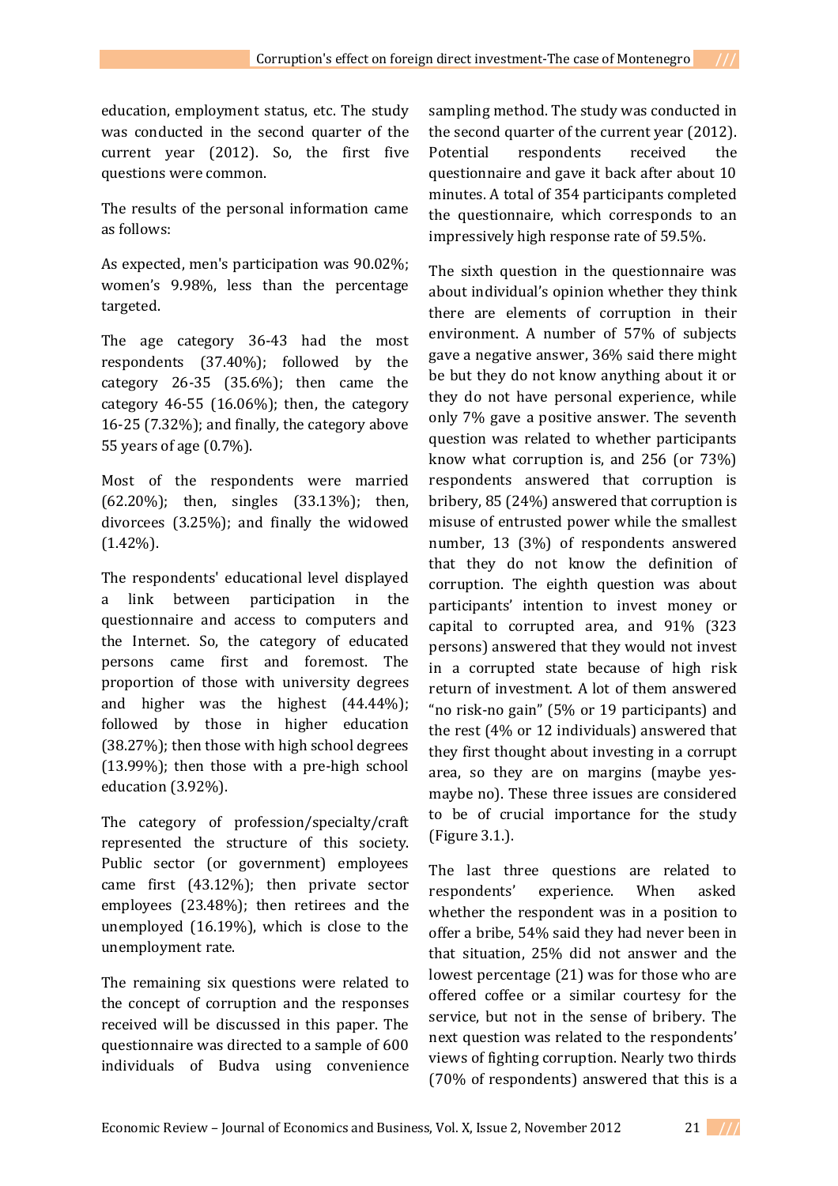education, employment status, etc. The study was conducted in the second quarter of the current year (2012). So, the first five questions were common.

The results of the personal information came as follows:

As expected, men's participation was 90.02%; women's 9.98%, less than the percentage targeted.

The age category 36-43 had the most respondents (37.40%); followed by the category 26-35 (35.6%); then came the category 46-55 (16.06%); then, the category 16-25 (7.32%); and finally, the category above 55 years of age (0.7%).

Most of the respondents were married (62.20%); then, singles (33.13%); then, divorcees (3.25%); and finally the widowed (1.42%).

The respondents' educational level displayed a link between participation in the questionnaire and access to computers and the Internet. So, the category of educated persons came first and foremost. The proportion of those with university degrees and higher was the highest (44.44%); followed by those in higher education (38.27%); then those with high school degrees (13.99%); then those with a pre-high school education (3.92%).

The category of profession/specialty/craft represented the structure of this society. Public sector (or government) employees came first (43.12%); then private sector employees (23.48%); then retirees and the unemployed (16.19%), which is close to the unemployment rate.

The remaining six questions were related to the concept of corruption and the responses received will be discussed in this paper. The questionnaire was directed to a sample of 600 individuals of Budva using convenience sampling method. The study was conducted in the second quarter of the current year (2012). Potential respondents received the questionnaire and gave it back after about 10 minutes. A total of 354 participants completed the questionnaire, which corresponds to an impressively high response rate of 59.5%.

The sixth question in the questionnaire was about individual's opinion whether they think there are elements of corruption in their environment. A number of 57% of subjects gave a negative answer, 36% said there might be but they do not know anything about it or they do not have personal experience, while only 7% gave a positive answer. The seventh question was related to whether participants know what corruption is, and 256 (or 73%) respondents answered that corruption is bribery, 85 (24%) answered that corruption is misuse of entrusted power while the smallest number, 13 (3%) of respondents answered that they do not know the definition of corruption. The eighth question was about participants' intention to invest money or capital to corrupted area, and 91% (323 persons) answered that they would not invest in a corrupted state because of high risk return of investment. A lot of them answered "no risk-no gain" (5% or 19 participants) and the rest (4% or 12 individuals) answered that they first thought about investing in a corrupt area, so they are on margins (maybe yes-maybe no). These three issues are considered to be of crucial importance for the study (Figure 3.1.).

The last three questions are related to respondents' experience. When asked whether the respondent was in a position to offer a bribe, 54% said they had never been in that situation, 25% did not answer and the lowest percentage (21) was for those who are offered coffee or a similar courtesy for the service, but not in the sense of bribery. The next question was related to the respondents' views of fighting corruption. Nearly two thirds (70% of respondents) answered that this is a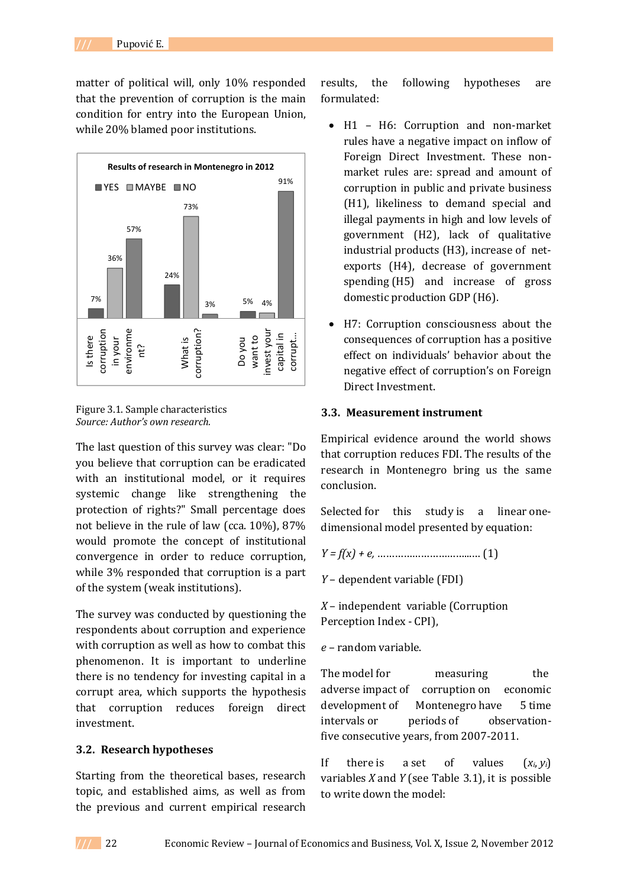matter of political will, only 10% responded that the prevention of corruption is the main condition for entry into the European Union, while 20% blamed poor institutions.

Figure 3.1. Sample characteristics
*Source: Author's own research.*

The last question of this survey was clear: "Do you believe that corruption can be eradicated with an institutional model, or it requires systemic change like strengthening the protection of rights?" Small percentage does not believe in the rule of law (cca. 10%), 87% would promote the concept of institutional convergence in order to reduce corruption, while 3% responded that corruption is a part of the system (weak institutions).

The survey was conducted by questioning the respondents about corruption and experience with corruption as well as how to combat this phenomenon. It is important to underline there is no tendency for investing capital in a corrupt area, which supports the hypothesis that corruption reduces foreign direct investment.

## 3.2. Research hypotheses

Starting from the theoretical bases, research topic, and established aims, as well as from the previous and current empirical research results, the following hypotheses are formulated:

- H1 – H6: Corruption and non-market rules have a negative impact on inflow of Foreign Direct Investment. These non-market rules are: spread and amount of corruption in public and private business (H1), likeliness to demand special and illegal payments in high and low levels of government (H2), lack of qualitative industrial products (H3), increase of net-exports (H4), decrease of government spending (H5) and increase of gross domestic production GDP (H6).
- H7: Corruption consciousness about the consequences of corruption has a positive effect on individuals' behavior about the negative effect of corruption's on Foreign Direct Investment.

## 3.3. Measurement instrument

Empirical evidence around the world shows that corruption reduces FDI. The results of the research in Montenegro bring us the same conclusion.

Selected for this study is a linear one-dimensional model presented by equation:

$$Y = f(x) + e, \quad (1)$$

$Y$ – dependent variable (FDI)

$X$ – independent variable (Corruption Perception Index - CPI),

$e$ – random variable.

The model for measuring the adverse impact of corruption on economic development of Montenegro have 5 time intervals or periods of observation-five consecutive years, from 2007-2011.

If there is a set of values $(x_i, y_i)$ variables $X$ and $Y$ (see Table 3.1), it is possible to write down the model: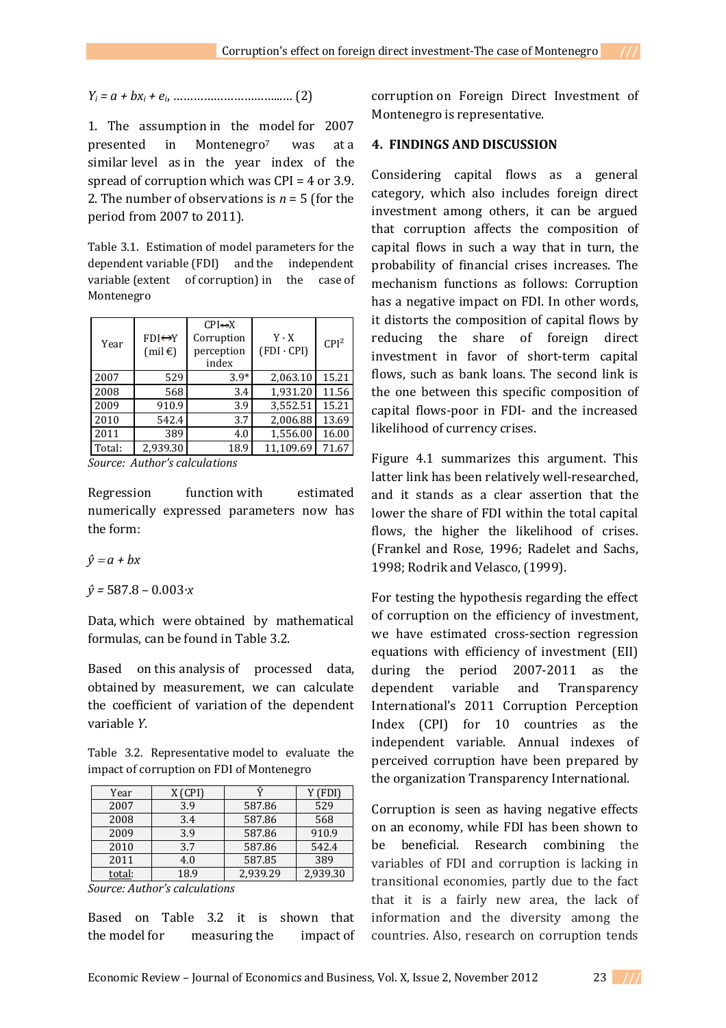$Y_i = a + bx_i + e_i$, …………………………..… (2)

1. The assumption in the model for 2007 presented in Montenegro[7] was at a similar level as in the year index of the spread of corruption which was CPI = 4 or 3.9.
2. The number of observations is $n = 5$ (for the period from 2007 to 2011).

Table 3.1. Estimation of model parameters for the dependent variable (FDI) and the independent variable (extent of corruption) in the case of Montenegro

| Year | FDI↔Y (mil €) | CPI↔X Corruption perception index | Y · X (FDI · CPI) | CPI² |
|---|---|---|---|---|
| 2007 | 529 | 3.9* | 2,063.10 | 15.21 |
| 2008 | 568 | 3.4 | 1,931.20 | 11.56 |
| 2009 | 910.9 | 3.9 | 3,552.51 | 15.21 |
| 2010 | 542.4 | 3.7 | 2,006.88 | 13.69 |
| 2011 | 389 | 4.0 | 1,556.00 | 16.00 |
| Total: | 2,939.30 | 18.9 | 11,109.69 | 71.67 |

*Source: Author's calculations*

Regression function with estimated numerically expressed parameters now has the form:

$$\hat{y} = a + bx$$

$$\hat{y} = 587.8 - 0.003 \cdot x$$

Data, which were obtained by mathematical formulas, can be found in Table 3.2.

Based on this analysis of processed data, obtained by measurement, we can calculate the coefficient of variation of the dependent variable *Y*.

Table 3.2. Representative model to evaluate the impact of corruption on FDI of Montenegro

| Year | X (CPI) | Ŷ | Y (FDI) |
|---|---|---|---|
| 2007 | 3.9 | 587.86 | 529 |
| 2008 | 3.4 | 587.86 | 568 |
| 2009 | 3.9 | 587.86 | 910.9 |
| 2010 | 3.7 | 587.86 | 542.4 |
| 2011 | 4.0 | 587.85 | 389 |
| total: | 18.9 | 2,939.29 | 2,939.30 |

*Source: Author's calculations*

Based on Table 3.2 it is shown that the model for measuring the impact of corruption on Foreign Direct Investment of Montenegro is representative.

## 4. FINDINGS AND DISCUSSION

Considering capital flows as a general category, which also includes foreign direct investment among others, it can be argued that corruption affects the composition of capital flows in such a way that in turn, the probability of financial crises increases. The mechanism functions as follows: Corruption has a negative impact on FDI. In other words, it distorts the composition of capital flows by reducing the share of foreign direct investment in favor of short-term capital flows, such as bank loans. The second link is the one between this specific composition of capital flows-poor in FDI- and the increased likelihood of currency crises.

Figure 4.1 summarizes this argument. This latter link has been relatively well-researched, and it stands as a clear assertion that the lower the share of FDI within the total capital flows, the higher the likelihood of crises. (Frankel and Rose, 1996; Radelet and Sachs, 1998; Rodrik and Velasco, (1999).

For testing the hypothesis regarding the effect of corruption on the efficiency of investment, we have estimated cross-section regression equations with efficiency of investment (EII) during the period 2007-2011 as the dependent variable and Transparency International's 2011 Corruption Perception Index (CPI) for 10 countries as the independent variable. Annual indexes of perceived corruption have been prepared by the organization Transparency International.

Corruption is seen as having negative effects on an economy, while FDI has been shown to be beneficial. Research combining the variables of FDI and corruption is lacking in transitional economies, partly due to the fact that it is a fairly new area, the lack of information and the diversity among the countries. Also, research on corruption tends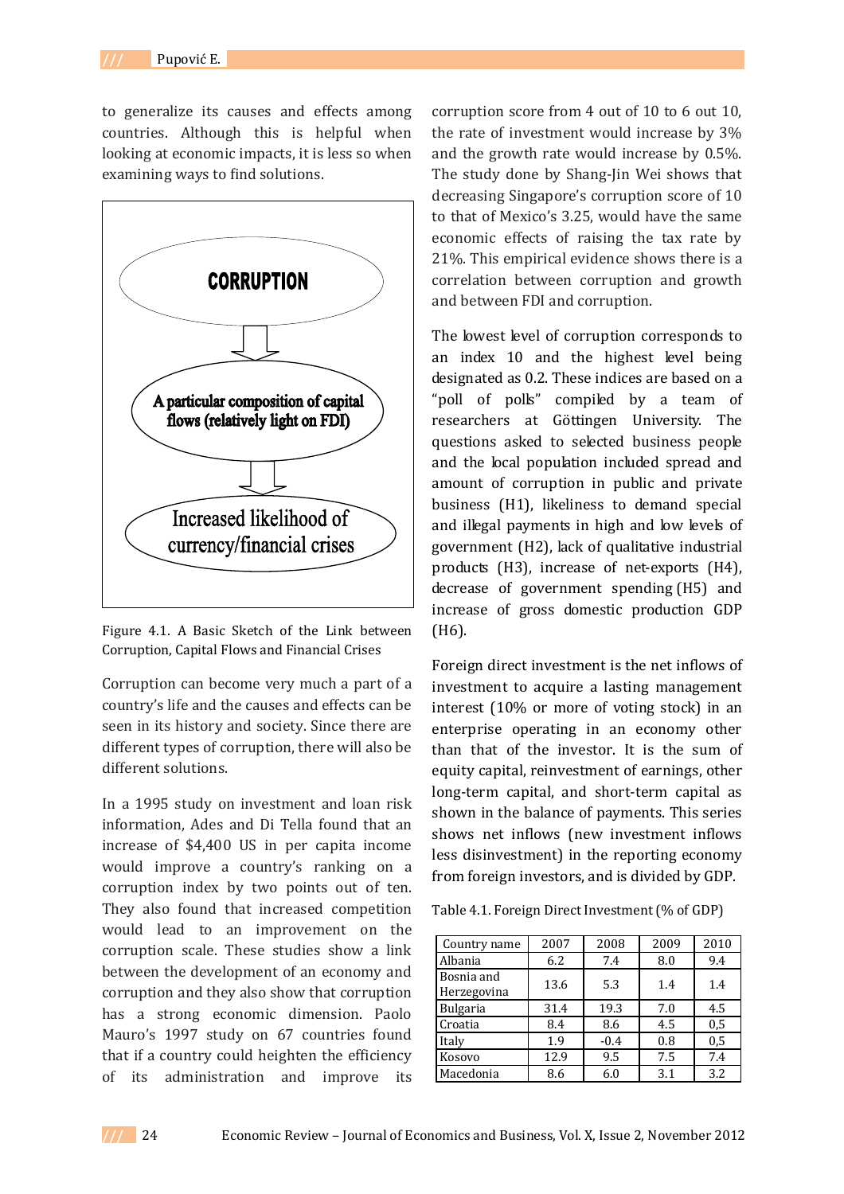to generalize its causes and effects among countries. Although this is helpful when looking at economic impacts, it is less so when examining ways to find solutions.

CORRUPTION

A particular composition of capital flows (relatively light on FDI)

Increased likelihood of currency/financial crises

Figure 4.1. A Basic Sketch of the Link between Corruption, Capital Flows and Financial Crises

Corruption can become very much a part of a country's life and the causes and effects can be seen in its history and society. Since there are different types of corruption, there will also be different solutions.

In a 1995 study on investment and loan risk information, Ades and Di Tella found that an increase of $4,400 US in per capita income would improve a country's ranking on a corruption index by two points out of ten. They also found that increased competition would lead to an improvement on the corruption scale. These studies show a link between the development of an economy and corruption and they also show that corruption has a strong economic dimension. Paolo Mauro's 1997 study on 67 countries found that if a country could heighten the efficiency of its administration and improve its corruption score from 4 out of 10 to 6 out 10, the rate of investment would increase by 3% and the growth rate would increase by 0.5%. The study done by Shang-Jin Wei shows that decreasing Singapore's corruption score of 10 to that of Mexico's 3.25, would have the same economic effects of raising the tax rate by 21%. This empirical evidence shows there is a correlation between corruption and growth and between FDI and corruption.

The lowest level of corruption corresponds to an index 10 and the highest level being designated as 0.2. These indices are based on a "poll of polls" compiled by a team of researchers at Göttingen University. The questions asked to selected business people and the local population included spread and amount of corruption in public and private business (H1), likeliness to demand special and illegal payments in high and low levels of government (H2), lack of qualitative industrial products (H3), increase of net-exports (H4), decrease of government spending (H5) and increase of gross domestic production GDP (H6).

Foreign direct investment is the net inflows of investment to acquire a lasting management interest (10% or more of voting stock) in an enterprise operating in an economy other than that of the investor. It is the sum of equity capital, reinvestment of earnings, other long-term capital, and short-term capital as shown in the balance of payments. This series shows net inflows (new investment inflows less disinvestment) in the reporting economy from foreign investors, and is divided by GDP.

Table 4.1. Foreign Direct Investment (% of GDP)

| Country name | 2007 | 2008 | 2009 | 2010 |
|---|---|---|---|---|
| Albania | 6.2 | 7.4 | 8.0 | 9.4 |
| Bosnia and Herzegovina | 13.6 | 5.3 | 1.4 | 1.4 |
| Bulgaria | 31.4 | 19.3 | 7.0 | 4.5 |
| Croatia | 8.4 | 8.6 | 4.5 | 0,5 |
| Italy | 1.9 | -0.4 | 0.8 | 0,5 |
| Kosovo | 12.9 | 9.5 | 7.5 | 7.4 |
| Macedonia | 8.6 | 6.0 | 3.1 | 3.2 |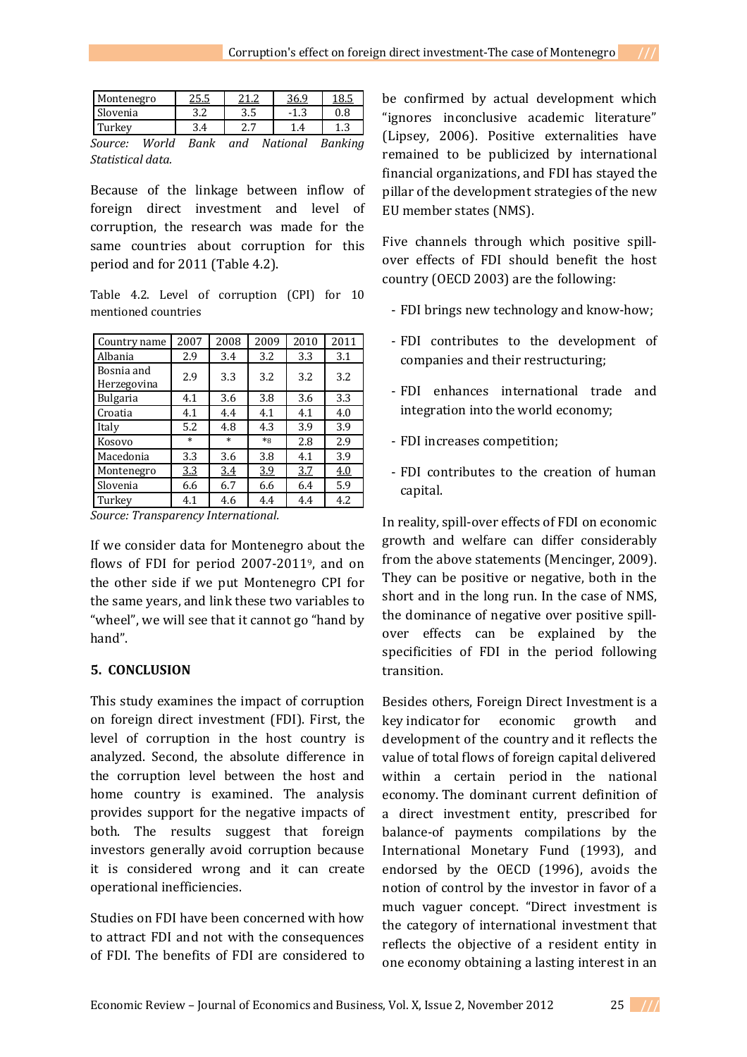| Montenegro | 25.5 | 21.2 | 36.9 | 18.5 |
|---|---|---|---|---|
| Slovenia | 3.2 | 3.5 | -1.3 | 0.8 |
| Turkey | 3.4 | 2.7 | 1.4 | 1.3 |

*Source: World Bank and National Banking Statistical data.*

Because of the linkage between inflow of foreign direct investment and level of corruption, the research was made for the same countries about corruption for this period and for 2011 (Table 4.2).

Table 4.2. Level of corruption (CPI) for 10 mentioned countries

| Country name | 2007 | 2008 | 2009 | 2010 | 2011 |
|---|---|---|---|---|---|
| Albania | 2.9 | 3.4 | 3.2 | 3.3 | 3.1 |
| Bosnia and Herzegovina | 2.9 | 3.3 | 3.2 | 3.2 | 3.2 |
| Bulgaria | 4.1 | 3.6 | 3.8 | 3.6 | 3.3 |
| Croatia | 4.1 | 4.4 | 4.1 | 4.1 | 4.0 |
| Italy | 5.2 | 4.8 | 4.3 | 3.9 | 3.9 |
| Kosovo | * | * | *[8] | 2.8 | 2.9 |
| Macedonia | 3.3 | 3.6 | 3.8 | 4.1 | 3.9 |
| Montenegro | 3.3 | 3.4 | 3.9 | 3.7 | 4.0 |
| Slovenia | 6.6 | 6.7 | 6.6 | 6.4 | 5.9 |
| Turkey | 4.1 | 4.6 | 4.4 | 4.4 | 4.2 |

*Source: Transparency International.*

If we consider data for Montenegro about the flows of FDI for period 2007-2011[9], and on the other side if we put Montenegro CPI for the same years, and link these two variables to "wheel", we will see that it cannot go "hand by hand".

## 5. CONCLUSION

This study examines the impact of corruption on foreign direct investment (FDI). First, the level of corruption in the host country is analyzed. Second, the absolute difference in the corruption level between the host and home country is examined. The analysis provides support for the negative impacts of both. The results suggest that foreign investors generally avoid corruption because it is considered wrong and it can create operational inefficiencies.

Studies on FDI have been concerned with how to attract FDI and not with the consequences of FDI. The benefits of FDI are considered to be confirmed by actual development which "ignores inconclusive academic literature" (Lipsey, 2006). Positive externalities have remained to be publicized by international financial organizations, and FDI has stayed the pillar of the development strategies of the new EU member states (NMS).

Five channels through which positive spill-over effects of FDI should benefit the host country (OECD 2003) are the following:

- FDI brings new technology and know-how;
- FDI contributes to the development of companies and their restructuring;
- FDI enhances international trade and integration into the world economy;
- FDI increases competition;
- FDI contributes to the creation of human capital.

In reality, spill-over effects of FDI on economic growth and welfare can differ considerably from the above statements (Mencinger, 2009). They can be positive or negative, both in the short and in the long run. In the case of NMS, the dominance of negative over positive spill-over effects can be explained by the specificities of FDI in the period following transition.

Besides others, Foreign Direct Investment is a key indicator for economic growth and development of the country and it reflects the value of total flows of foreign capital delivered within a certain period in the national economy. The dominant current definition of a direct investment entity, prescribed for balance-of payments compilations by the International Monetary Fund (1993), and endorsed by the OECD (1996), avoids the notion of control by the investor in favor of a much vaguer concept. "Direct investment is the category of international investment that reflects the objective of a resident entity in one economy obtaining a lasting interest in an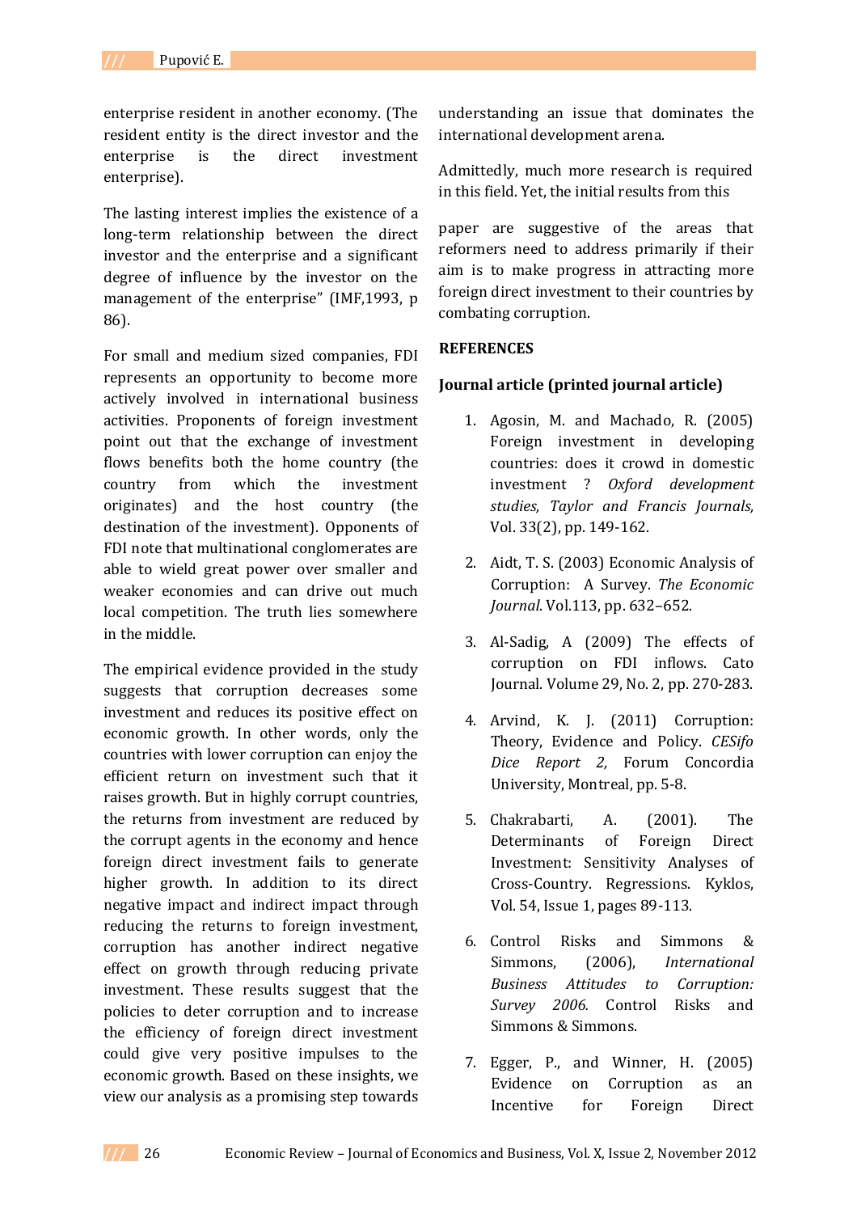enterprise resident in another economy. (The resident entity is the direct investor and the enterprise is the direct investment enterprise).

The lasting interest implies the existence of a long-term relationship between the direct investor and the enterprise and a significant degree of influence by the investor on the management of the enterprise" (IMF,1993, p 86).

For small and medium sized companies, FDI represents an opportunity to become more actively involved in international business activities. Proponents of foreign investment point out that the exchange of investment flows benefits both the home country (the country from which the investment originates) and the host country (the destination of the investment). Opponents of FDI note that multinational conglomerates are able to wield great power over smaller and weaker economies and can drive out much local competition. The truth lies somewhere in the middle.

The empirical evidence provided in the study suggests that corruption decreases some investment and reduces its positive effect on economic growth. In other words, only the countries with lower corruption can enjoy the efficient return on investment such that it raises growth. But in highly corrupt countries, the returns from investment are reduced by the corrupt agents in the economy and hence foreign direct investment fails to generate higher growth. In addition to its direct negative impact and indirect impact through reducing the returns to foreign investment, corruption has another indirect negative effect on growth through reducing private investment. These results suggest that the policies to deter corruption and to increase the efficiency of foreign direct investment could give very positive impulses to the economic growth. Based on these insights, we view our analysis as a promising step towards understanding an issue that dominates the international development arena.

Admittedly, much more research is required in this field. Yet, the initial results from this paper are suggestive of the areas that reformers need to address primarily if their aim is to make progress in attracting more foreign direct investment to their countries by combating corruption.

**REFERENCES**

**Journal article (printed journal article)**

1. Agosin, M. and Machado, R. (2005) Foreign investment in developing countries: does it crowd in domestic investment ? *Oxford development studies, Taylor and Francis Journals,* Vol. 33(2), pp. 149-162.
2. Aidt, T. S. (2003) Economic Analysis of Corruption: A Survey. *The Economic Journal*. Vol.113, pp. 632–652.
3. Al-Sadig, A (2009) The effects of corruption on FDI inflows. Cato Journal. Volume 29, No. 2, pp. 270-283.
4. Arvind, K. J. (2011) Corruption: Theory, Evidence and Policy. *CESifo Dice Report 2,* Forum Concordia University, Montreal, pp. 5-8.
5. Chakrabarti, A. (2001). The Determinants of Foreign Direct Investment: Sensitivity Analyses of Cross-Country. Regressions. Kyklos, Vol. 54, Issue 1, pages 89-113.
6. Control Risks and Simmons & Simmons, (2006), *International Business Attitudes to Corruption: Survey 2006.* Control Risks and Simmons & Simmons.
7. Egger, P., and Winner, H. (2005) Evidence on Corruption as an Incentive for Foreign Direct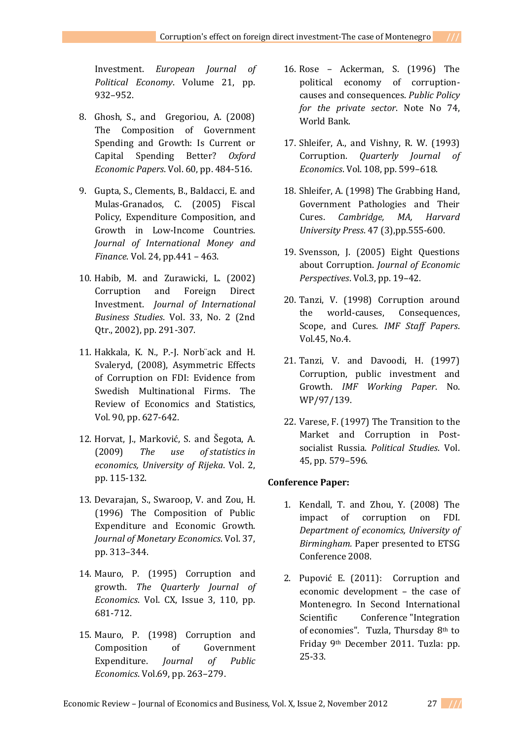Investment. *European Journal of Political Economy*. Volume 21, pp. 932–952.

8. Ghosh, S., and Gregoriou, A. (2008) The Composition of Government Spending and Growth: Is Current or Capital Spending Better? *Oxford Economic Papers*. Vol. 60, pp. 484-516.

9. Gupta, S., Clements, B., Baldacci, E. and Mulas-Granados, C. (2005) Fiscal Policy, Expenditure Composition, and Growth in Low-Income Countries. *Journal of International Money and Finance*. Vol. 24, pp.441 – 463.

10. Habib, M. and Zurawicki, L. (2002) Corruption and Foreign Direct Investment. *Journal of International Business Studies*. Vol. 33, No. 2 (2nd Qtr., 2002), pp. 291-307.

11. Hakkala, K. N., P.-J. Norb¨ack and H. Svaleryd, (2008), Asymmetric Effects of Corruption on FDI: Evidence from Swedish Multinational Firms. The Review of Economics and Statistics, Vol. 90, pp. 627-642.

12. Horvat, J., Marković, S. and Šegota, A. (2009) *The use of statistics in economics, University of Rijeka*. Vol. 2, pp. 115-132.

13. Devarajan, S., Swaroop, V. and Zou, H. (1996) The Composition of Public Expenditure and Economic Growth. *Journal of Monetary Economics*. Vol. 37, pp. 313–344.

14. Mauro, P. (1995) Corruption and growth. *The Quarterly Journal of Economics*. Vol. CX, Issue 3, 110, pp. 681-712.

15. Mauro, P. (1998) Corruption and Composition of Government Expenditure. *Journal of Public Economics*. Vol.69, pp. 263–279.

16. Rose – Ackerman, S. (1996) The political economy of corruption-causes and consequences. *Public Policy for the private sector*. Note No 74, World Bank.

17. Shleifer, A., and Vishny, R. W. (1993) Corruption. *Quarterly Journal of Economics*. Vol. 108, pp. 599–618.

18. Shleifer, A. (1998) The Grabbing Hand, Government Pathologies and Their Cures. *Cambridge, MA, Harvard University Press*. 47 (3),pp.555-600.

19. Svensson, J. (2005) Eight Questions about Corruption. *Journal of Economic Perspectives*. Vol.3, pp. 19–42.

20. Tanzi, V. (1998) Corruption around the world-causes, Consequences, Scope, and Cures. *IMF Staff Papers*. Vol.45, No.4.

21. Tanzi, V. and Davoodi, H. (1997) Corruption, public investment and Growth. *IMF Working Paper*. No. WP/97/139.

22. Varese, F. (1997) The Transition to the Market and Corruption in Post-socialist Russia. *Political Studies*. Vol. 45, pp. 579–596.

**Conference Paper:**

1. Kendall, T. and Zhou, Y. (2008) The impact of corruption on FDI. *Department of economics, University of Birmingham.* Paper presented to ETSG Conference 2008.

2. Pupović E. (2011): Corruption and economic development – the case of Montenegro. In Second International Scientific Conference "Integration of economies". Tuzla, Thursday 8th to Friday 9th December 2011. Tuzla: pp. 25-33.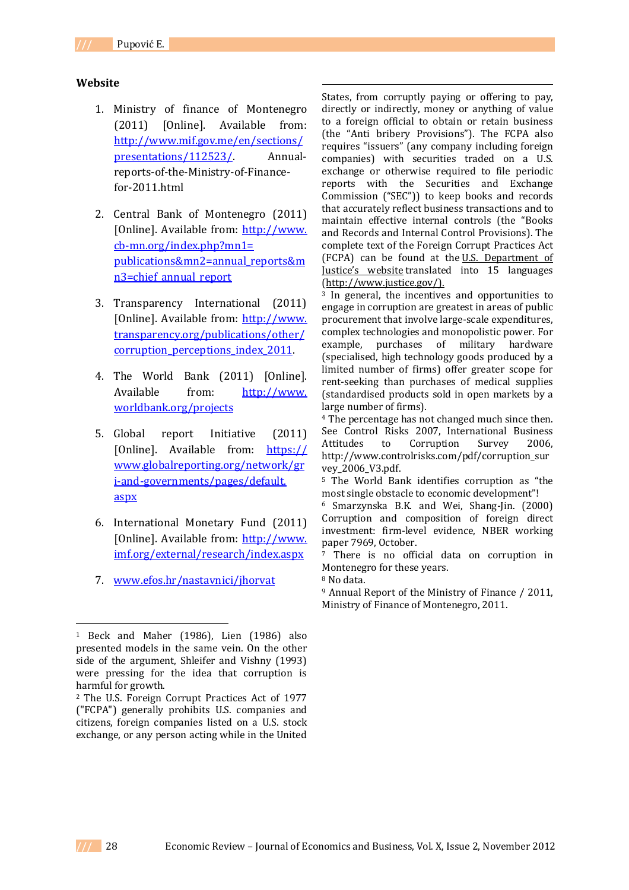**Website**

1. Ministry of finance of Montenegro (2011) [Online]. Available from: http://www.mif.gov.me/en/sections/presentations/112523/. Annual-reports-of-the-Ministry-of-Finance-for-2011.html
2. Central Bank of Montenegro (2011) [Online]. Available from: http://www.cb-mn.org/index.php?mn1=publications&mn2=annual_reports&mn3=chief annual report
3. Transparency International (2011) [Online]. Available from: http://www.transparency.org/publications/other/corruption_perceptions_index_2011.
4. The World Bank (2011) [Online]. Available from: http://www.worldbank.org/projects
5. Global report Initiative (2011) [Online]. Available from: https://www.globalreporting.org/network/gri-and-governments/pages/default.aspx
6. International Monetary Fund (2011) [Online]. Available from: http://www.imf.org/external/research/index.aspx
7. www.efos.hr/nastavnici/jhorvat

---

[1] Beck and Maher (1986), Lien (1986) also presented models in the same vein. On the other side of the argument, Shleifer and Vishny (1993) were pressing for the idea that corruption is harmful for growth.

[2] The U.S. Foreign Corrupt Practices Act of 1977 ("FCPA") generally prohibits U.S. companies and citizens, foreign companies listed on a U.S. stock exchange, or any person acting while in the United States, from corruptly paying or offering to pay, directly or indirectly, money or anything of value to a foreign official to obtain or retain business (the "Anti bribery Provisions"). The FCPA also requires "issuers" (any company including foreign companies) with securities traded on a U.S. exchange or otherwise required to file periodic reports with the Securities and Exchange Commission ("SEC")) to keep books and records that accurately reflect business transactions and to maintain effective internal controls (the "Books and Records and Internal Control Provisions). The complete text of the Foreign Corrupt Practices Act (FCPA) can be found at the U.S. Department of Justice's website translated into 15 languages (http://www.justice.gov/).

[3] In general, the incentives and opportunities to engage in corruption are greatest in areas of public procurement that involve large-scale expenditures, complex technologies and monopolistic power. For example, purchases of military hardware (specialised, high technology goods produced by a limited number of firms) offer greater scope for rent-seeking than purchases of medical supplies (standardised products sold in open markets by a large number of firms).

[4] The percentage has not changed much since then. See Control Risks 2007, International Business Attitudes to Corruption Survey 2006, http://www.controlrisks.com/pdf/corruption_survey_2006_V3.pdf.

[5] The World Bank identifies corruption as "the most single obstacle to economic development"!

[6] Smarzynska B.K. and Wei, Shang-Jin. (2000) Corruption and composition of foreign direct investment: firm-level evidence, NBER working paper 7969, October.

[7] There is no official data on corruption in Montenegro for these years.

[8] No data.

[9] Annual Report of the Ministry of Finance / 2011, Ministry of Finance of Montenegro, 2011.